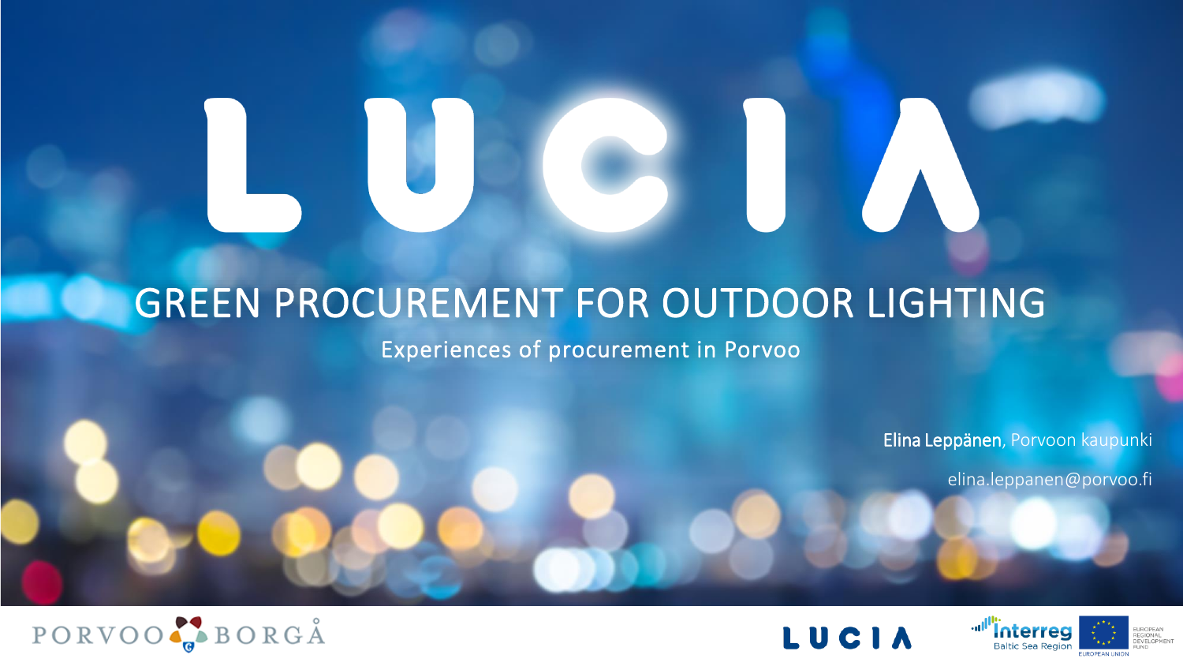# LUCIA

## GREEN PROCUREMENT FOR OUTDOOR LIGHTING

Experiences of procurement in Porvoo

**Elina Leppänen**, Porvoon kaupunki

elina.leppanen@porvoo.fi

PORVOO BORGÅ

LUCIA

Interreg Baltic Sea Region

EUROPEAN UNION EUROPEAN REGIONAL DEVELOPMENT FUND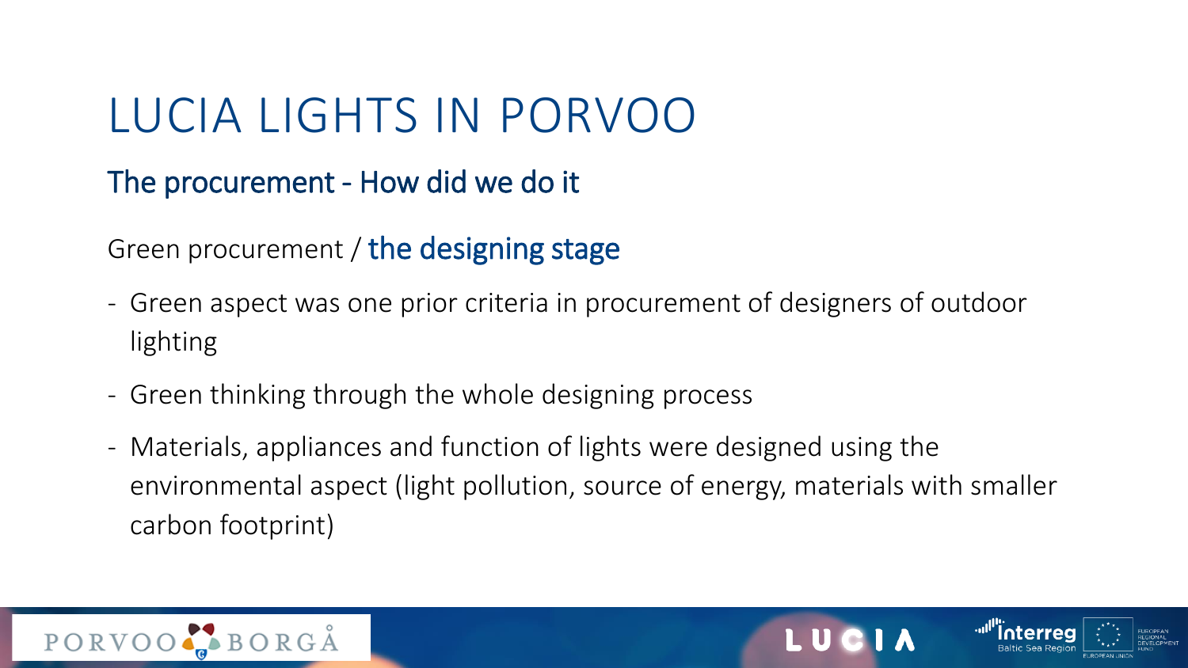# LUCIA LIGHTS IN PORVOO

## The procurement - How did we do it

Green procurement / **the designing stage**

- Green aspect was one prior criteria in procurement of designers of outdoor lighting
- Green thinking through the whole designing process
- Materials, appliances and function of lights were designed using the environmental aspect (light pollution, source of energy, materials with smaller carbon footprint)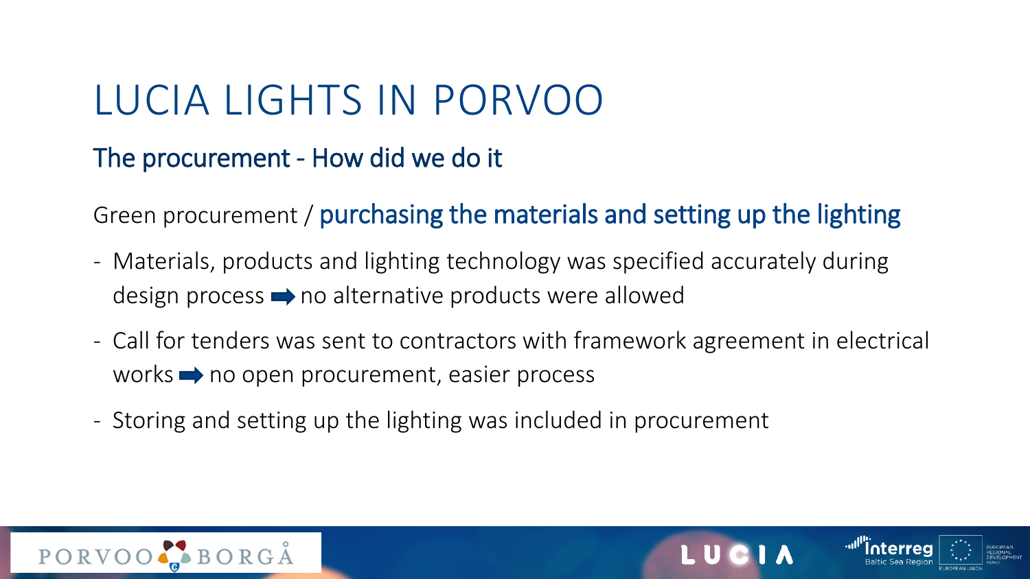# LUCIA LIGHTS IN PORVOO

## The procurement - How did we do it

Green procurement / **purchasing the materials and setting up the lighting**

- Materials, products and lighting technology was specified accurately during design process ➡ no alternative products were allowed
- Call for tenders was sent to contractors with framework agreement in electrical works ➡ no open procurement, easier process
- Storing and setting up the lighting was included in procurement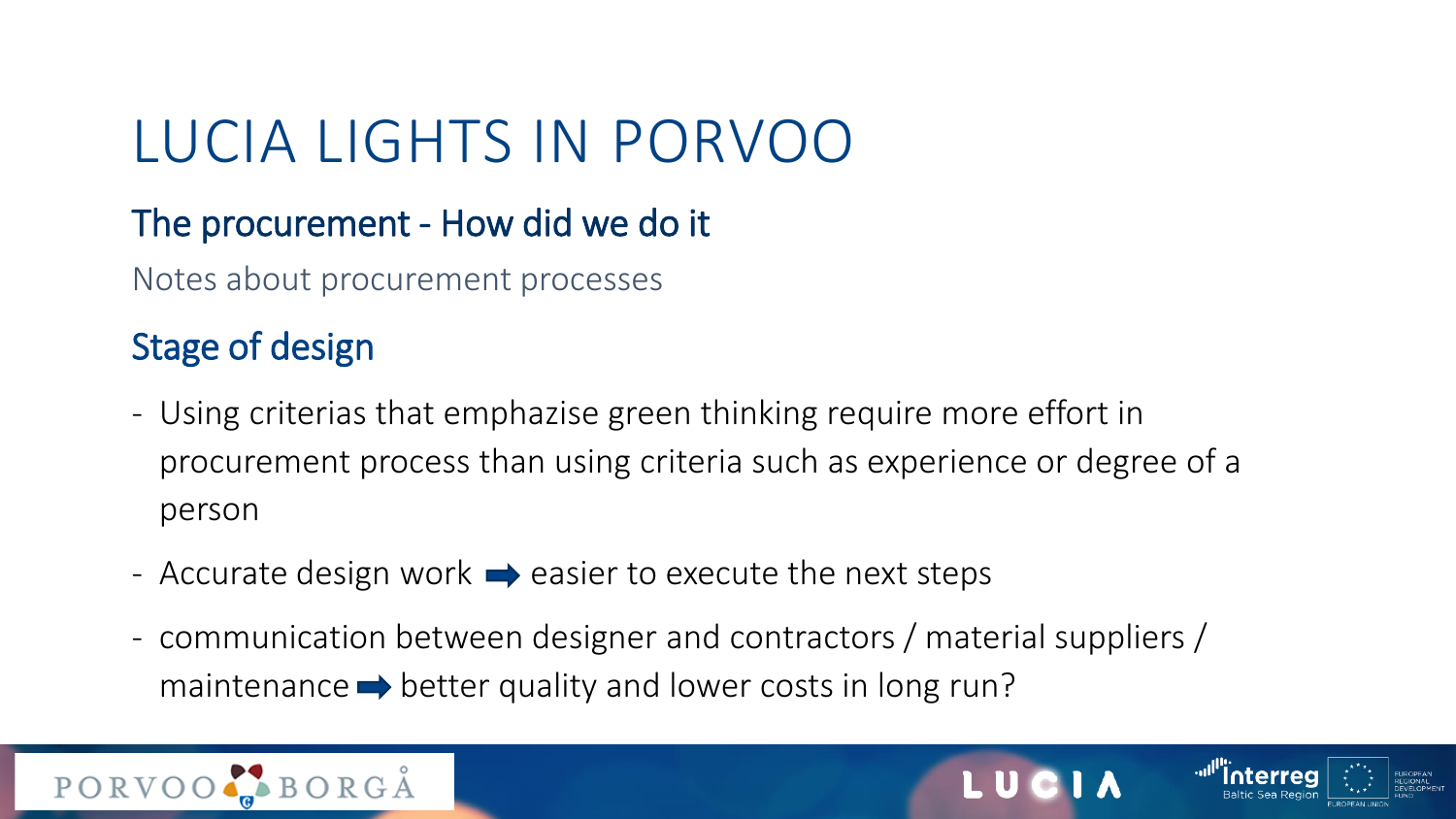# LUCIA LIGHTS IN PORVOO

## The procurement - How did we do it

Notes about procurement processes

## Stage of design

- Using criterias that emphazise green thinking require more effort in procurement process than using criteria such as experience or degree of a person
- Accurate design work ➡ easier to execute the next steps
- communication between designer and contractors / material suppliers / maintenance ➡ better quality and lower costs in long run?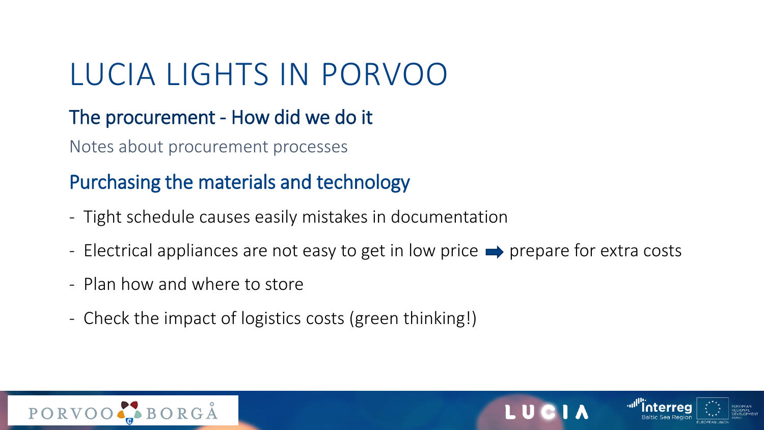# LUCIA LIGHTS IN PORVOO

## The procurement - How did we do it

Notes about procurement processes

## Purchasing the materials and technology

- Tight schedule causes easily mistakes in documentation
- Electrical appliances are not easy to get in low price ➡ prepare for extra costs
- Plan how and where to store
- Check the impact of logistics costs (green thinking!)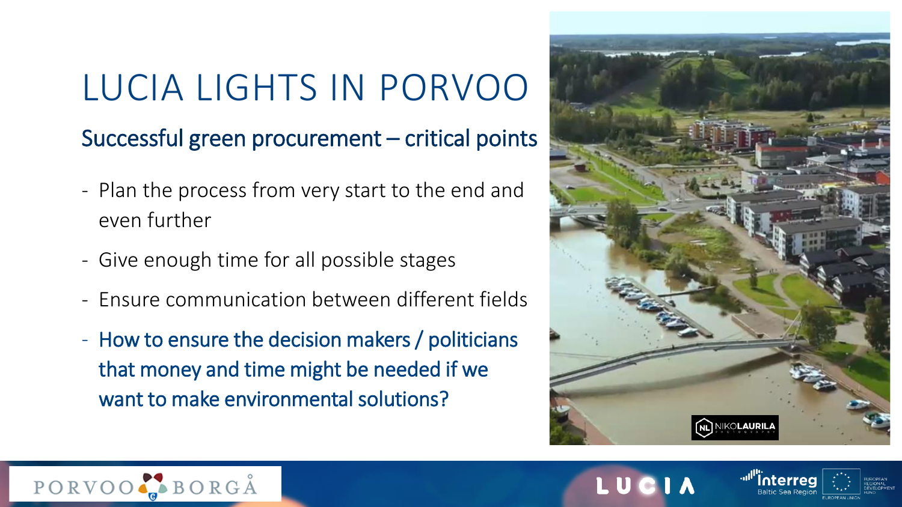# LUCIA LIGHTS IN PORVOO

## Successful green procurement – critical points

- Plan the process from very start to the end and even further
- Give enough time for all possible stages
- Ensure communication between different fields
- How to ensure the decision makers / politicians that money and time might be needed if we want to make environmental solutions?